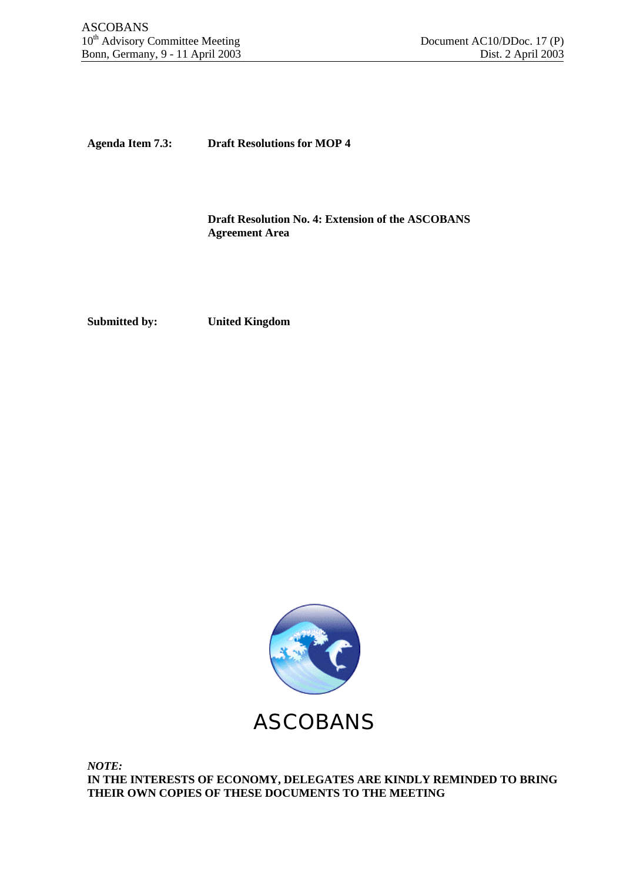ASCOBANS
10th Advisory Committee Meeting
Bonn, Germany, 9 - 11 April 2003

Document AC10/DDoc. 17 (P)
Dist. 2 April 2003

**Agenda Item 7.3:** **Draft Resolutions for MOP 4**

**Draft Resolution No. 4: Extension of the ASCOBANS Agreement Area**

**Submitted by:** **United Kingdom**

ASCOBANS

***NOTE:***
**IN THE INTERESTS OF ECONOMY, DELEGATES ARE KINDLY REMINDED TO BRING THEIR OWN COPIES OF THESE DOCUMENTS TO THE MEETING**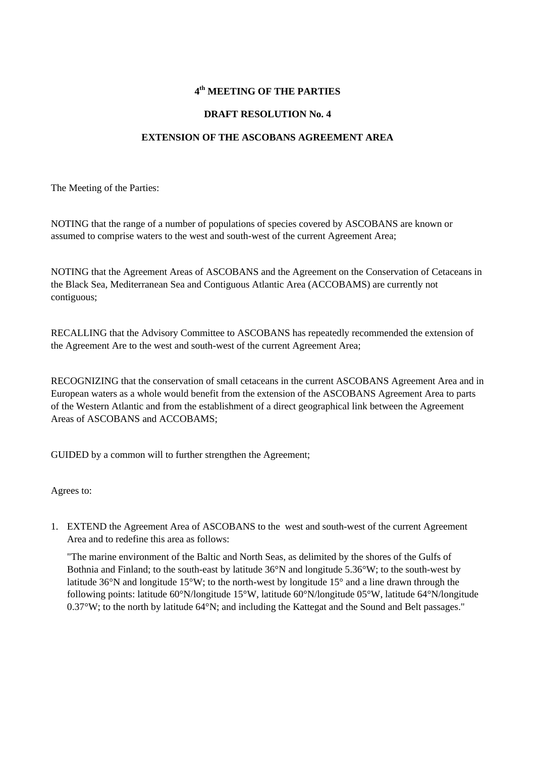**4th MEETING OF THE PARTIES**

**DRAFT RESOLUTION No. 4**

**EXTENSION OF THE ASCOBANS AGREEMENT AREA**

The Meeting of the Parties:

NOTING that the range of a number of populations of species covered by ASCOBANS are known or assumed to comprise waters to the west and south-west of the current Agreement Area;

NOTING that the Agreement Areas of ASCOBANS and the Agreement on the Conservation of Cetaceans in the Black Sea, Mediterranean Sea and Contiguous Atlantic Area (ACCOBAMS) are currently not contiguous;

RECALLING that the Advisory Committee to ASCOBANS has repeatedly recommended the extension of the Agreement Are to the west and south-west of the current Agreement Area;

RECOGNIZING that the conservation of small cetaceans in the current ASCOBANS Agreement Area and in European waters as a whole would benefit from the extension of the ASCOBANS Agreement Area to parts of the Western Atlantic and from the establishment of a direct geographical link between the Agreement Areas of ASCOBANS and ACCOBAMS;

GUIDED by a common will to further strengthen the Agreement;

Agrees to:

1. EXTEND the Agreement Area of ASCOBANS to the west and south-west of the current Agreement Area and to redefine this area as follows:

   "The marine environment of the Baltic and North Seas, as delimited by the shores of the Gulfs of Bothnia and Finland; to the south-east by latitude 36°N and longitude 5.36°W; to the south-west by latitude 36°N and longitude 15°W; to the north-west by longitude 15° and a line drawn through the following points: latitude 60°N/longitude 15°W, latitude 60°N/longitude 05°W, latitude 64°N/longitude 0.37°W; to the north by latitude 64°N; and including the Kattegat and the Sound and Belt passages."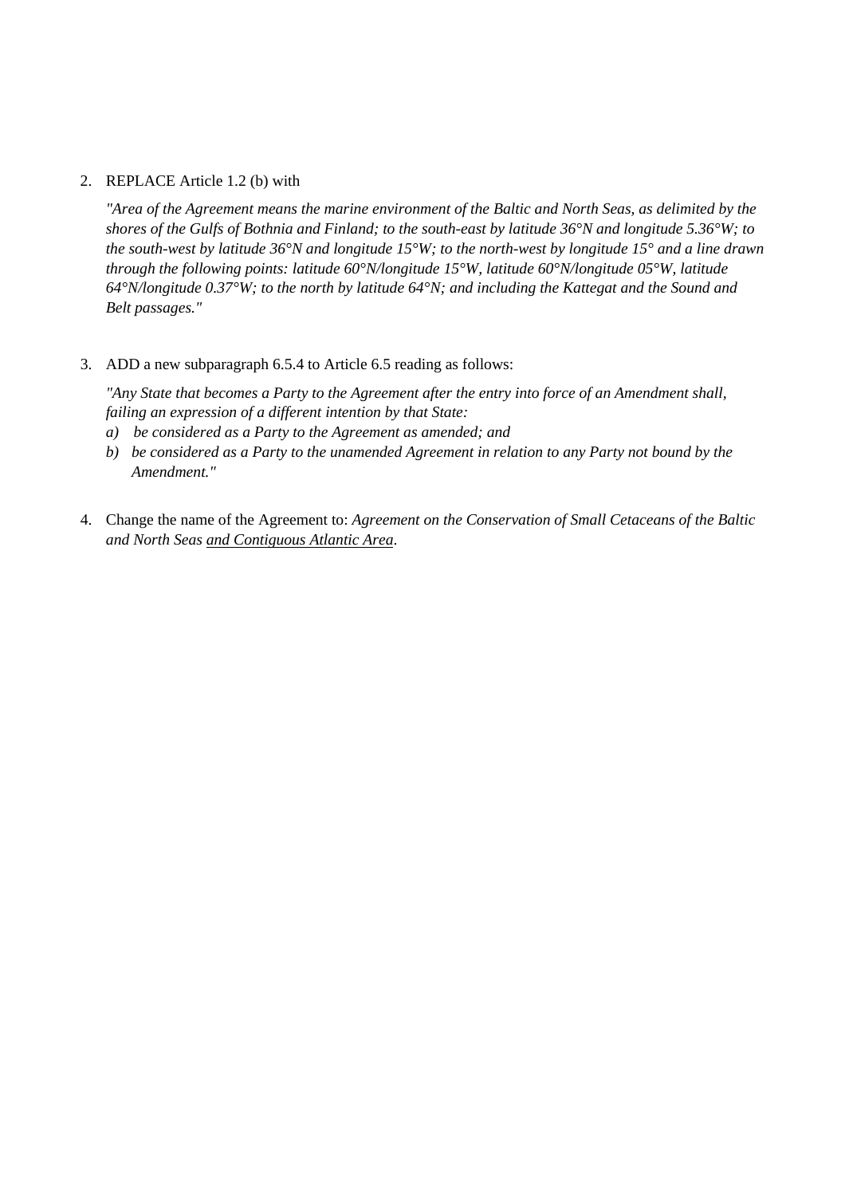2. REPLACE Article 1.2 (b) with

   *"Area of the Agreement means the marine environment of the Baltic and North Seas, as delimited by the shores of the Gulfs of Bothnia and Finland; to the south-east by latitude 36°N and longitude 5.36°W; to the south-west by latitude 36°N and longitude 15°W; to the north-west by longitude 15° and a line drawn through the following points: latitude 60°N/longitude 15°W, latitude 60°N/longitude 05°W, latitude 64°N/longitude 0.37°W; to the north by latitude 64°N; and including the Kattegat and the Sound and Belt passages."*

3. ADD a new subparagraph 6.5.4 to Article 6.5 reading as follows:

   *"Any State that becomes a Party to the Agreement after the entry into force of an Amendment shall, failing an expression of a different intention by that State:*
   *a) be considered as a Party to the Agreement as amended; and*
   *b) be considered as a Party to the unamended Agreement in relation to any Party not bound by the Amendment."*

4. Change the name of the Agreement to: *Agreement on the Conservation of Small Cetaceans of the Baltic and North Seas* *and Contiguous Atlantic Area*.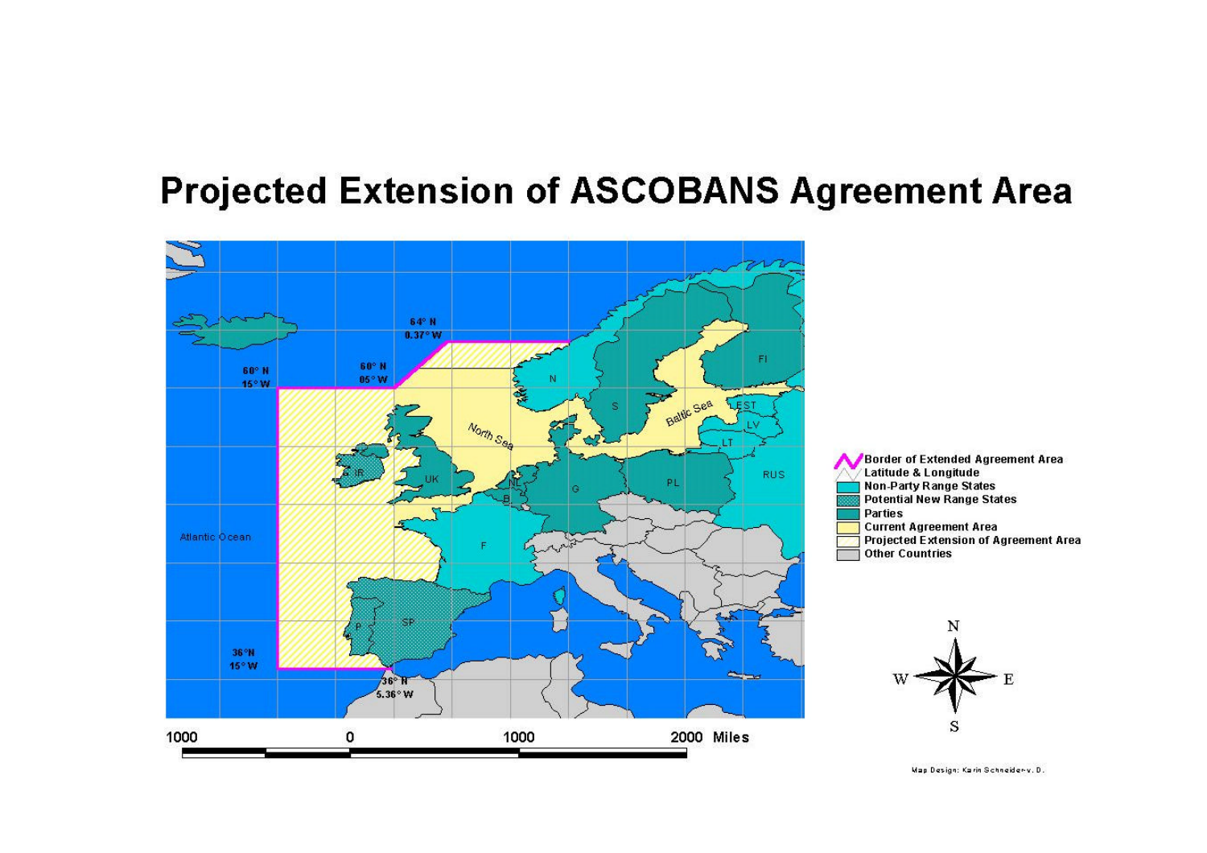# Projected Extension of ASCOBANS Agreement Area

64° N
0.37° W

60° N
05° W

60° N
15° W

36° N
15° W

36° N
5.36° W

North Sea

Baltic Sea

Atlantic Ocean

N

S

FI

EST

LV

LT

RUS

PL

G

NL

B

UK

IR

F

P

SP

1000 0 1000 2000 Miles

Border of Extended Agreement Area
Latitude & Longitude
Non-Party Range States
Potential New Range States
Parties
Current Agreement Area
Projected Extension of Agreement Area
Other Countries

N
W E
S

Map Design: Karin Schneider-v. D.